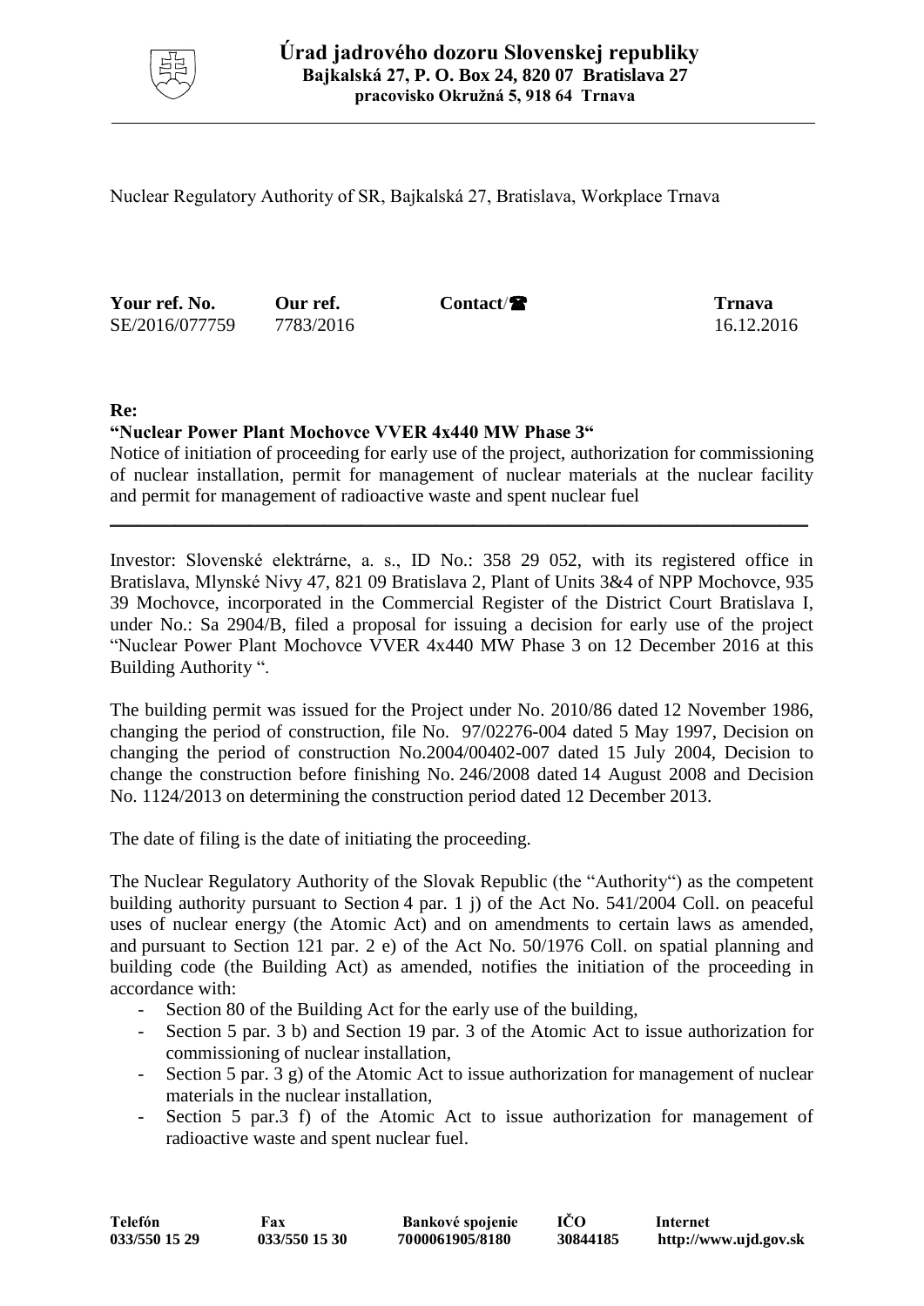# Úrad jadrového dozoru Slovenskej republiky

**Bajkalská 27, P. O. Box 24, 820 07 Bratislava 27**
**pracovisko Okružná 5, 918 64 Trnava**

Nuclear Regulatory Authority of SR, Bajkalská 27, Bratislava, Workplace Trnava

| Your ref. No. | Our ref. | Contact/☎ | Trnava |
|---|---|---|---|
| SE/2016/077759 | 7783/2016 | | 16.12.2016 |

**Re:**

**"Nuclear Power Plant Mochovce VVER 4x440 MW Phase 3"**

Notice of initiation of proceeding for early use of the project, authorization for commissioning of nuclear installation, permit for management of nuclear materials at the nuclear facility and permit for management of radioactive waste and spent nuclear fuel

Investor: Slovenské elektrárne, a. s., ID No.: 358 29 052, with its registered office in Bratislava, Mlynské Nivy 47, 821 09 Bratislava 2, Plant of Units 3&4 of NPP Mochovce, 935 39 Mochovce, incorporated in the Commercial Register of the District Court Bratislava I, under No.: Sa 2904/B, filed a proposal for issuing a decision for early use of the project "Nuclear Power Plant Mochovce VVER 4x440 MW Phase 3 on 12 December 2016 at this Building Authority ".

The building permit was issued for the Project under No. 2010/86 dated 12 November 1986, changing the period of construction, file No. 97/02276-004 dated 5 May 1997, Decision on changing the period of construction No.2004/00402-007 dated 15 July 2004, Decision to change the construction before finishing No. 246/2008 dated 14 August 2008 and Decision No. 1124/2013 on determining the construction period dated 12 December 2013.

The date of filing is the date of initiating the proceeding.

The Nuclear Regulatory Authority of the Slovak Republic (the "Authority") as the competent building authority pursuant to Section 4 par. 1 j) of the Act No. 541/2004 Coll. on peaceful uses of nuclear energy (the Atomic Act) and on amendments to certain laws as amended, and pursuant to Section 121 par. 2 e) of the Act No. 50/1976 Coll. on spatial planning and building code (the Building Act) as amended, notifies the initiation of the proceeding in accordance with:

- Section 80 of the Building Act for the early use of the building,
- Section 5 par. 3 b) and Section 19 par. 3 of the Atomic Act to issue authorization for commissioning of nuclear installation,
- Section 5 par. 3 g) of the Atomic Act to issue authorization for management of nuclear materials in the nuclear installation,
- Section 5 par.3 f) of the Atomic Act to issue authorization for management of radioactive waste and spent nuclear fuel.

| Telefón | Fax | Bankové spojenie | IČO | Internet |
|---|---|---|---|---|
| 033/550 15 29 | 033/550 15 30 | 7000061905/8180 | 30844185 | http://www.ujd.gov.sk |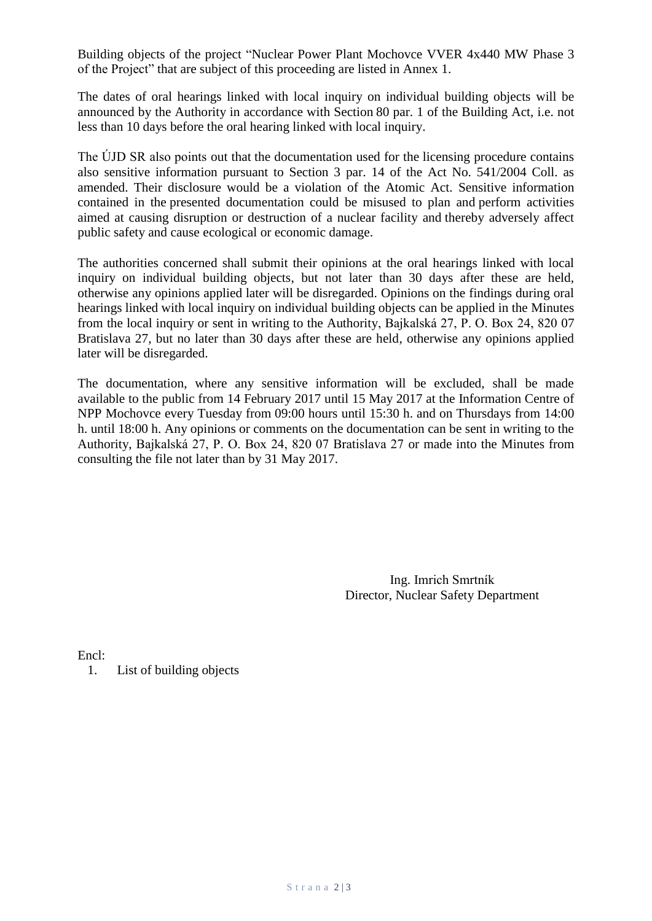Building objects of the project “Nuclear Power Plant Mochovce VVER 4x440 MW Phase 3 of the Project” that are subject of this proceeding are listed in Annex 1.

The dates of oral hearings linked with local inquiry on individual building objects will be announced by the Authority in accordance with Section 80 par. 1 of the Building Act, i.e. not less than 10 days before the oral hearing linked with local inquiry.

The ÚJD SR also points out that the documentation used for the licensing procedure contains also sensitive information pursuant to Section 3 par. 14 of the Act No. 541/2004 Coll. as amended. Their disclosure would be a violation of the Atomic Act. Sensitive information contained in the presented documentation could be misused to plan and perform activities aimed at causing disruption or destruction of a nuclear facility and thereby adversely affect public safety and cause ecological or economic damage.

The authorities concerned shall submit their opinions at the oral hearings linked with local inquiry on individual building objects, but not later than 30 days after these are held, otherwise any opinions applied later will be disregarded. Opinions on the findings during oral hearings linked with local inquiry on individual building objects can be applied in the Minutes from the local inquiry or sent in writing to the Authority, Bajkalská 27, P. O. Box 24, 820 07 Bratislava 27, but no later than 30 days after these are held, otherwise any opinions applied later will be disregarded.

The documentation, where any sensitive information will be excluded, shall be made available to the public from 14 February 2017 until 15 May 2017 at the Information Centre of NPP Mochovce every Tuesday from 09:00 hours until 15:30 h. and on Thursdays from 14:00 h. until 18:00 h. Any opinions or comments on the documentation can be sent in writing to the Authority, Bajkalská 27, P. O. Box 24, 820 07 Bratislava 27 or made into the Minutes from consulting the file not later than by 31 May 2017.

Ing. Imrich Smrtník
Director, Nuclear Safety Department

Encl:

1. List of building objects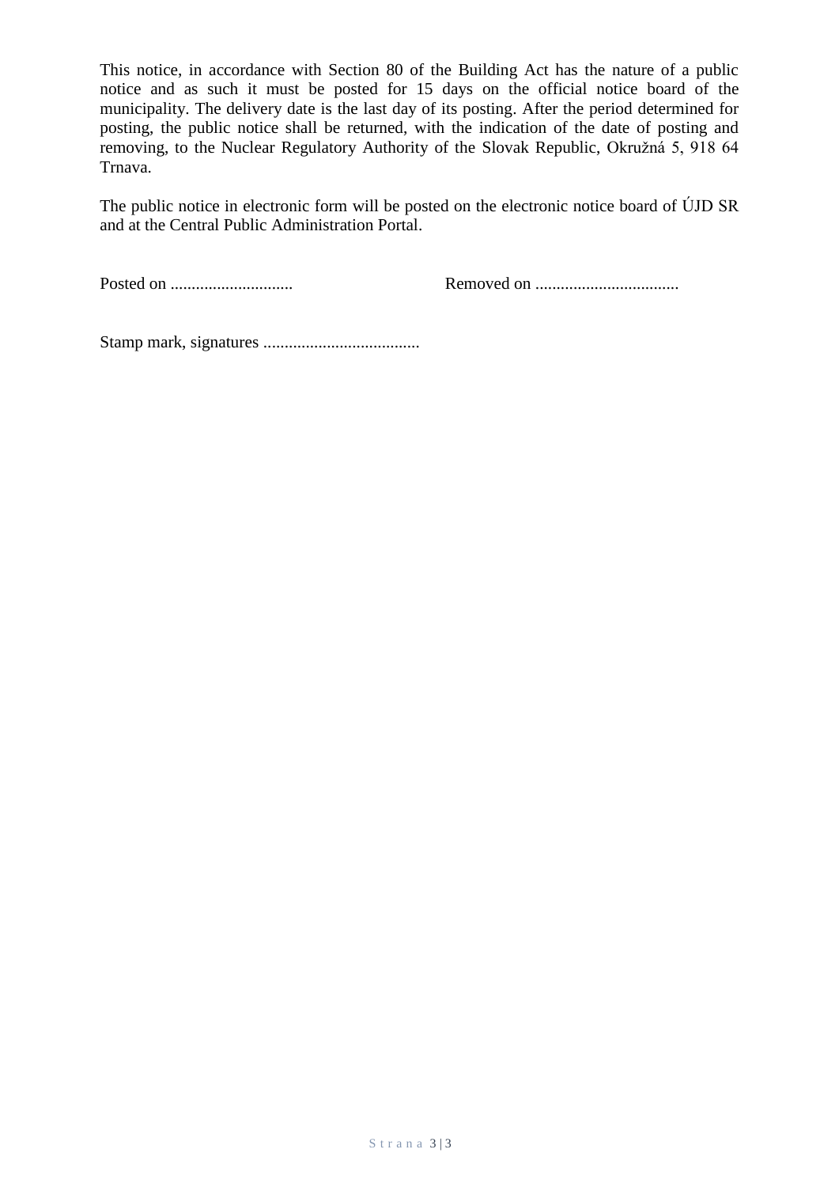This notice, in accordance with Section 80 of the Building Act has the nature of a public notice and as such it must be posted for 15 days on the official notice board of the municipality. The delivery date is the last day of its posting. After the period determined for posting, the public notice shall be returned, with the indication of the date of posting and removing, to the Nuclear Regulatory Authority of the Slovak Republic, Okružná 5, 918 64 Trnava.

The public notice in electronic form will be posted on the electronic notice board of ÚJD SR and at the Central Public Administration Portal.

Posted on .............................                    Removed on ..................................

Stamp mark, signatures .....................................